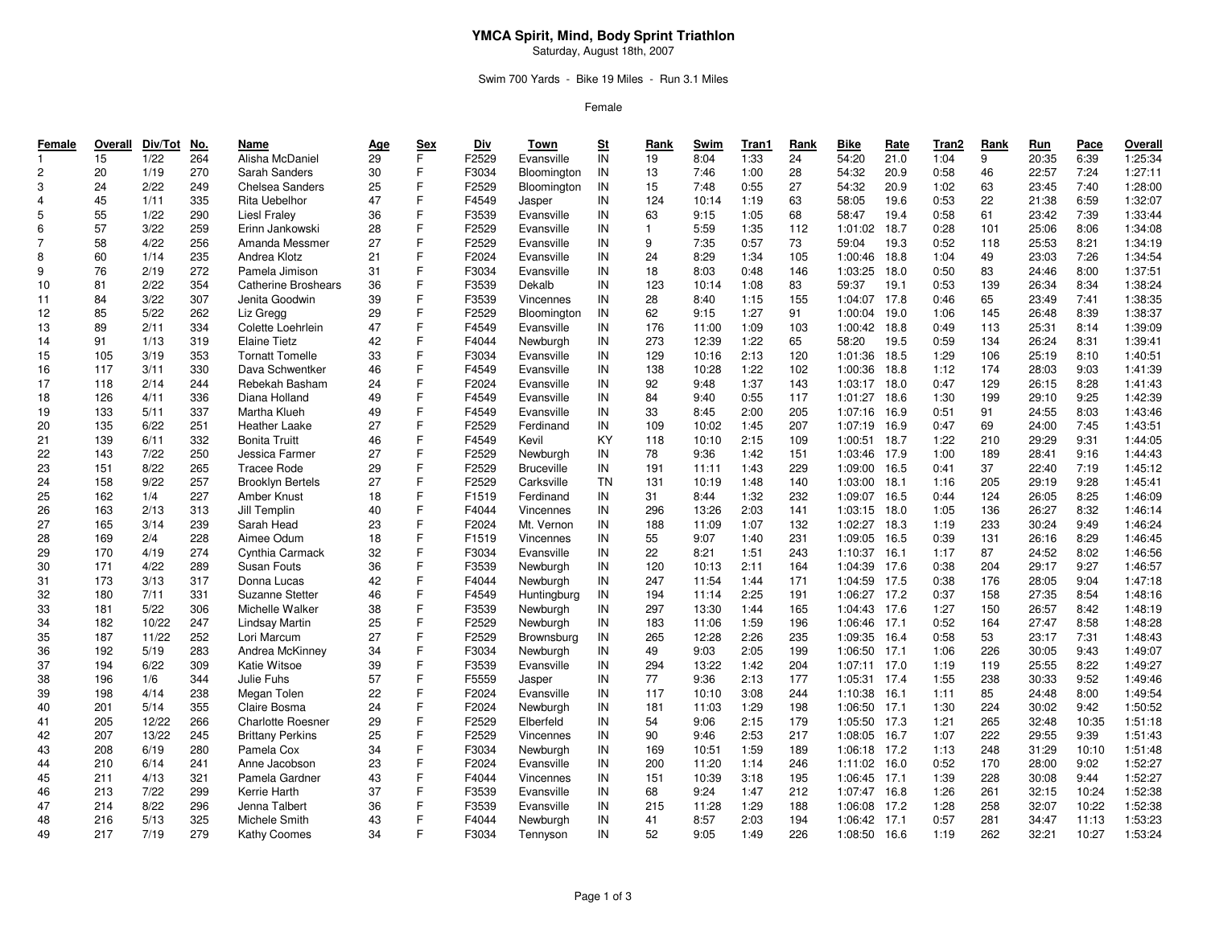# YMCA Spirit, Mind, Body Sprint Triathlon

Saturday, August 18th, 2007

Swim 700 Yards - Bike 19 Miles - Run 3.1 Miles

Female

| Female | Overall | Div/Tot | No. | Name | Age | Sex | Div | Town | St | Rank | Swim | Tran1 | Rank | Bike | Rate | Tran2 | Rank | Run | Pace | Overall |
|---|---|---|---|---|---|---|---|---|---|---|---|---|---|---|---|---|---|---|---|---|
| 1 | 15 | 1/22 | 264 | Alisha McDaniel | 29 | F | F2529 | Evansville | IN | 19 | 8:04 | 1:33 | 24 | 54:20 | 21.0 | 1:04 | 9 | 20:35 | 6:39 | 1:25:34 |
| 2 | 20 | 1/19 | 270 | Sarah Sanders | 30 | F | F3034 | Bloomington | IN | 13 | 7:46 | 1:00 | 28 | 54:32 | 20.9 | 0:58 | 46 | 22:57 | 7:24 | 1:27:11 |
| 3 | 24 | 2/22 | 249 | Chelsea Sanders | 25 | F | F2529 | Bloomington | IN | 15 | 7:48 | 0:55 | 27 | 54:32 | 20.9 | 1:02 | 63 | 23:45 | 7:40 | 1:28:00 |
| 4 | 45 | 1/11 | 335 | Rita Uebelhor | 47 | F | F4549 | Jasper | IN | 124 | 10:14 | 1:19 | 63 | 58:05 | 19.6 | 0:53 | 22 | 21:38 | 6:59 | 1:32:07 |
| 5 | 55 | 1/22 | 290 | Liesl Fraley | 36 | F | F3539 | Evansville | IN | 63 | 9:15 | 1:05 | 68 | 58:47 | 19.4 | 0:58 | 61 | 23:42 | 7:39 | 1:33:44 |
| 6 | 57 | 3/22 | 259 | Erinn Jankowski | 28 | F | F2529 | Evansville | IN | 1 | 5:59 | 1:35 | 112 | 1:01:02 | 18.7 | 0:28 | 101 | 25:06 | 8:06 | 1:34:08 |
| 7 | 58 | 4/22 | 256 | Amanda Messmer | 27 | F | F2529 | Evansville | IN | 9 | 7:35 | 0:57 | 73 | 59:04 | 19.3 | 0:52 | 118 | 25:53 | 8:21 | 1:34:19 |
| 8 | 60 | 1/14 | 235 | Andrea Klotz | 21 | F | F2024 | Evansville | IN | 24 | 8:29 | 1:34 | 105 | 1:00:46 | 18.8 | 1:04 | 49 | 23:03 | 7:26 | 1:34:54 |
| 9 | 76 | 2/19 | 272 | Pamela Jimison | 31 | F | F3034 | Evansville | IN | 18 | 8:03 | 0:48 | 146 | 1:03:25 | 18.0 | 0:50 | 83 | 24:46 | 8:00 | 1:37:51 |
| 10 | 81 | 2/22 | 354 | Catherine Broshears | 36 | F | F3539 | Dekalb | IN | 123 | 10:14 | 1:08 | 83 | 59:37 | 19.1 | 0:53 | 139 | 26:34 | 8:34 | 1:38:24 |
| 11 | 84 | 3/22 | 307 | Jenita Goodwin | 39 | F | F3539 | Vincennes | IN | 28 | 8:40 | 1:15 | 155 | 1:04:07 | 17.8 | 0:46 | 65 | 23:49 | 7:41 | 1:38:35 |
| 12 | 85 | 5/22 | 262 | Liz Gregg | 29 | F | F2529 | Bloomington | IN | 62 | 9:15 | 1:27 | 91 | 1:00:04 | 19.0 | 1:06 | 145 | 26:48 | 8:39 | 1:38:37 |
| 13 | 89 | 2/11 | 334 | Colette Loehrlein | 47 | F | F4549 | Evansville | IN | 176 | 11:00 | 1:09 | 103 | 1:00:42 | 18.8 | 0:49 | 113 | 25:31 | 8:14 | 1:39:09 |
| 14 | 91 | 1/13 | 319 | Elaine Tietz | 42 | F | F4044 | Newburgh | IN | 273 | 12:39 | 1:22 | 65 | 58:20 | 19.5 | 0:59 | 134 | 26:24 | 8:31 | 1:39:41 |
| 15 | 105 | 3/19 | 353 | Tornatt Tomelle | 33 | F | F3034 | Evansville | IN | 129 | 10:16 | 2:13 | 120 | 1:01:36 | 18.5 | 1:29 | 106 | 25:19 | 8:10 | 1:40:51 |
| 16 | 117 | 3/11 | 330 | Dava Schwentker | 46 | F | F4549 | Evansville | IN | 138 | 10:28 | 1:22 | 102 | 1:00:36 | 18.8 | 1:12 | 174 | 28:03 | 9:03 | 1:41:39 |
| 17 | 118 | 2/14 | 244 | Rebekah Basham | 24 | F | F2024 | Evansville | IN | 92 | 9:48 | 1:37 | 143 | 1:03:17 | 18.0 | 0:47 | 129 | 26:15 | 8:28 | 1:41:43 |
| 18 | 126 | 4/11 | 336 | Diana Holland | 49 | F | F4549 | Evansville | IN | 84 | 9:40 | 0:55 | 117 | 1:01:27 | 18.6 | 1:30 | 199 | 29:10 | 9:25 | 1:42:39 |
| 19 | 133 | 5/11 | 337 | Martha Klueh | 49 | F | F4549 | Evansville | IN | 33 | 8:45 | 2:00 | 205 | 1:07:16 | 16.9 | 0:51 | 91 | 24:55 | 8:03 | 1:43:46 |
| 20 | 135 | 6/22 | 251 | Heather Laake | 27 | F | F2529 | Ferdinand | IN | 109 | 10:02 | 1:45 | 207 | 1:07:19 | 16.9 | 0:47 | 69 | 24:00 | 7:45 | 1:43:51 |
| 21 | 139 | 6/11 | 332 | Bonita Truitt | 46 | F | F4549 | Kevil | KY | 118 | 10:10 | 2:15 | 109 | 1:00:51 | 18.7 | 1:22 | 210 | 29:29 | 9:31 | 1:44:05 |
| 22 | 143 | 7/22 | 250 | Jessica Farmer | 27 | F | F2529 | Newburgh | IN | 78 | 9:36 | 1:42 | 151 | 1:03:46 | 17.9 | 1:00 | 189 | 28:41 | 9:16 | 1:44:43 |
| 23 | 151 | 8/22 | 265 | Tracee Rode | 29 | F | F2529 | Bruceville | IN | 191 | 11:11 | 1:43 | 229 | 1:09:00 | 16.5 | 0:41 | 37 | 22:40 | 7:19 | 1:45:12 |
| 24 | 158 | 9/22 | 257 | Brooklyn Bertels | 27 | F | F2529 | Carksville | TN | 131 | 10:19 | 1:48 | 140 | 1:03:00 | 18.1 | 1:16 | 205 | 29:19 | 9:28 | 1:45:41 |
| 25 | 162 | 1/4 | 227 | Amber Knust | 18 | F | F1519 | Ferdinand | IN | 31 | 8:44 | 1:32 | 232 | 1:09:07 | 16.5 | 0:44 | 124 | 26:05 | 8:25 | 1:46:09 |
| 26 | 163 | 2/13 | 313 | Jill Templin | 40 | F | F4044 | Vincennes | IN | 296 | 13:26 | 2:03 | 141 | 1:03:15 | 18.0 | 1:05 | 136 | 26:27 | 8:32 | 1:46:14 |
| 27 | 165 | 3/14 | 239 | Sarah Head | 23 | F | F2024 | Mt. Vernon | IN | 188 | 11:09 | 1:07 | 132 | 1:02:27 | 18.3 | 1:19 | 233 | 30:24 | 9:49 | 1:46:24 |
| 28 | 169 | 2/4 | 228 | Aimee Odum | 18 | F | F1519 | Vincennes | IN | 55 | 9:07 | 1:40 | 231 | 1:09:05 | 16.5 | 0:39 | 131 | 26:16 | 8:29 | 1:46:45 |
| 29 | 170 | 4/19 | 274 | Cynthia Carmack | 32 | F | F3034 | Evansville | IN | 22 | 8:21 | 1:51 | 243 | 1:10:37 | 16.1 | 1:17 | 87 | 24:52 | 8:02 | 1:46:56 |
| 30 | 171 | 4/22 | 289 | Susan Fouts | 36 | F | F3539 | Newburgh | IN | 120 | 10:13 | 2:11 | 164 | 1:04:39 | 17.6 | 0:38 | 204 | 29:17 | 9:27 | 1:46:57 |
| 31 | 173 | 3/13 | 317 | Donna Lucas | 42 | F | F4044 | Newburgh | IN | 247 | 11:54 | 1:44 | 171 | 1:04:59 | 17.5 | 0:38 | 176 | 28:05 | 9:04 | 1:47:18 |
| 32 | 180 | 7/11 | 331 | Suzanne Stetter | 46 | F | F4549 | Huntingburg | IN | 194 | 11:14 | 2:25 | 191 | 1:06:27 | 17.2 | 0:37 | 158 | 27:35 | 8:54 | 1:48:16 |
| 33 | 181 | 5/22 | 306 | Michelle Walker | 38 | F | F3539 | Newburgh | IN | 297 | 13:30 | 1:44 | 165 | 1:04:43 | 17.6 | 1:27 | 150 | 26:57 | 8:42 | 1:48:19 |
| 34 | 182 | 10/22 | 247 | Lindsay Martin | 25 | F | F2529 | Newburgh | IN | 183 | 11:06 | 1:59 | 196 | 1:06:46 | 17.1 | 0:52 | 164 | 27:47 | 8:58 | 1:48:28 |
| 35 | 187 | 11/22 | 252 | Lori Marcum | 27 | F | F2529 | Brownsburg | IN | 265 | 12:28 | 2:26 | 235 | 1:09:35 | 16.4 | 0:58 | 53 | 23:17 | 7:31 | 1:48:43 |
| 36 | 192 | 5/19 | 283 | Andrea McKinney | 34 | F | F3034 | Newburgh | IN | 49 | 9:03 | 2:05 | 199 | 1:06:50 | 17.1 | 1:06 | 226 | 30:05 | 9:43 | 1:49:07 |
| 37 | 194 | 6/22 | 309 | Katie Witsoe | 39 | F | F3539 | Evansville | IN | 294 | 13:22 | 1:42 | 204 | 1:07:11 | 17.0 | 1:19 | 119 | 25:55 | 8:22 | 1:49:27 |
| 38 | 196 | 1/6 | 344 | Julie Fuhs | 57 | F | F5559 | Jasper | IN | 77 | 9:36 | 2:13 | 177 | 1:05:31 | 17.4 | 1:55 | 238 | 30:33 | 9:52 | 1:49:46 |
| 39 | 198 | 4/14 | 238 | Megan Tolen | 22 | F | F2024 | Evansville | IN | 117 | 10:10 | 3:08 | 244 | 1:10:38 | 16.1 | 1:11 | 85 | 24:48 | 8:00 | 1:49:54 |
| 40 | 201 | 5/14 | 355 | Claire Bosma | 24 | F | F2024 | Newburgh | IN | 181 | 11:03 | 1:29 | 198 | 1:06:50 | 17.1 | 1:30 | 224 | 30:02 | 9:42 | 1:50:52 |
| 41 | 205 | 12/22 | 266 | Charlotte Roesner | 29 | F | F2529 | Elberfeld | IN | 54 | 9:06 | 2:15 | 179 | 1:05:50 | 17.3 | 1:21 | 265 | 32:48 | 10:35 | 1:51:18 |
| 42 | 207 | 13/22 | 245 | Brittany Perkins | 25 | F | F2529 | Vincennes | IN | 90 | 9:46 | 2:53 | 217 | 1:08:05 | 16.7 | 1:07 | 222 | 29:55 | 9:39 | 1:51:43 |
| 43 | 208 | 6/19 | 280 | Pamela Cox | 34 | F | F3034 | Newburgh | IN | 169 | 10:51 | 1:59 | 189 | 1:06:18 | 17.2 | 1:13 | 248 | 31:29 | 10:10 | 1:51:48 |
| 44 | 210 | 6/14 | 241 | Anne Jacobson | 23 | F | F2024 | Evansville | IN | 200 | 11:20 | 1:14 | 246 | 1:11:02 | 16.0 | 0:52 | 170 | 28:00 | 9:02 | 1:52:27 |
| 45 | 211 | 4/13 | 321 | Pamela Gardner | 43 | F | F4044 | Vincennes | IN | 151 | 10:39 | 3:18 | 195 | 1:06:45 | 17.1 | 1:39 | 228 | 30:08 | 9:44 | 1:52:27 |
| 46 | 213 | 7/22 | 299 | Kerrie Harth | 37 | F | F3539 | Evansville | IN | 68 | 9:24 | 1:47 | 212 | 1:07:47 | 16.8 | 1:26 | 261 | 32:15 | 10:24 | 1:52:38 |
| 47 | 214 | 8/22 | 296 | Jenna Talbert | 36 | F | F3539 | Evansville | IN | 215 | 11:28 | 1:29 | 188 | 1:06:08 | 17.2 | 1:28 | 258 | 32:07 | 10:22 | 1:52:38 |
| 48 | 216 | 5/13 | 325 | Michele Smith | 43 | F | F4044 | Newburgh | IN | 41 | 8:57 | 2:03 | 194 | 1:06:42 | 17.1 | 0:57 | 281 | 34:47 | 11:13 | 1:53:23 |
| 49 | 217 | 7/19 | 279 | Kathy Coomes | 34 | F | F3034 | Tennyson | IN | 52 | 9:05 | 1:49 | 226 | 1:08:50 | 16.6 | 1:19 | 262 | 32:21 | 10:27 | 1:53:24 |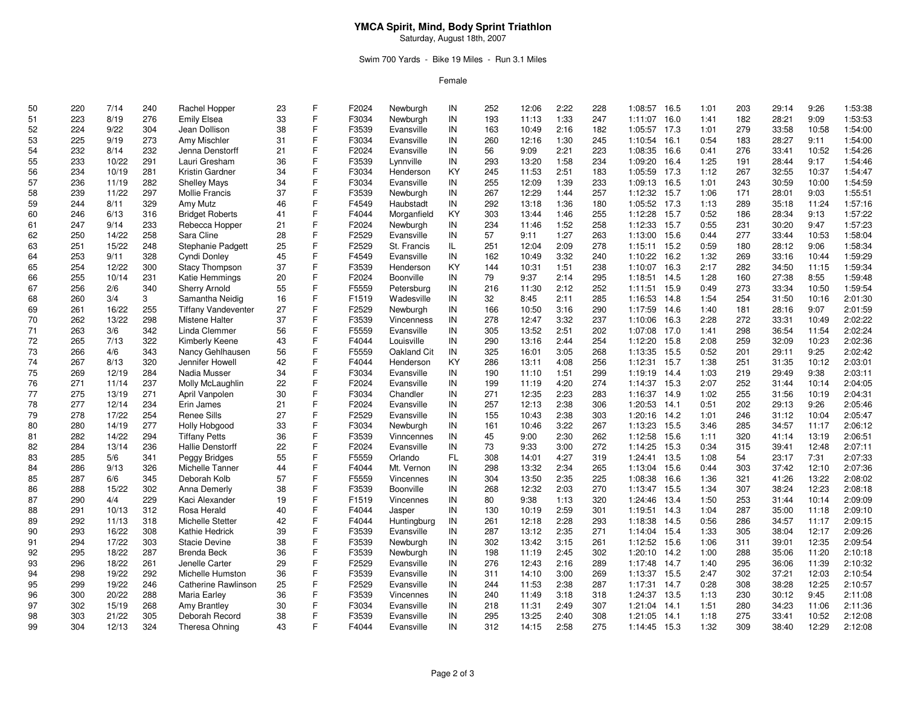# YMCA Spirit, Mind, Body Sprint Triathlon

Saturday, August 18th, 2007

Swim 700 Yards - Bike 19 Miles - Run 3.1 Miles

Female

| | | | | | | | | | | | | | | | | | | | | | |
|---|---|---|---|---|---|---|---|---|---|---|---|---|---|---|---|---|---|---|---|---|---|
| 50 | 220 | 7/14 | 240 | Rachel Hopper | 23 | F | F2024 | Newburgh | IN | 252 | 12:06 | 2:22 | 228 | 1:08:57 | 16.5 | 1:01 | 203 | 29:14 | 9:26 | 1:53:38 |
| 51 | 223 | 8/19 | 276 | Emily Elsea | 33 | F | F3034 | Newburgh | IN | 193 | 11:13 | 1:33 | 247 | 1:11:07 | 16.0 | 1:41 | 182 | 28:21 | 9:09 | 1:53:53 |
| 52 | 224 | 9/22 | 304 | Jean Dollison | 38 | F | F3539 | Evansville | IN | 163 | 10:49 | 2:16 | 182 | 1:05:57 | 17.3 | 1:01 | 279 | 33:58 | 10:58 | 1:54:00 |
| 53 | 225 | 9/19 | 273 | Amy Mischler | 31 | F | F3034 | Evansville | IN | 260 | 12:16 | 1:30 | 245 | 1:10:54 | 16.1 | 0:54 | 183 | 28:27 | 9:11 | 1:54:00 |
| 54 | 232 | 8/14 | 232 | Jenna Denstorff | 21 | F | F2024 | Evansville | IN | 56 | 9:09 | 2:21 | 223 | 1:08:35 | 16.6 | 0:41 | 276 | 33:41 | 10:52 | 1:54:26 |
| 55 | 233 | 10/22 | 291 | Lauri Gresham | 36 | F | F3539 | Lynnville | IN | 293 | 13:20 | 1:58 | 234 | 1:09:20 | 16.4 | 1:25 | 191 | 28:44 | 9:17 | 1:54:46 |
| 56 | 234 | 10/19 | 281 | Kristin Gardner | 34 | F | F3034 | Henderson | KY | 245 | 11:53 | 2:51 | 183 | 1:05:59 | 17.3 | 1:12 | 267 | 32:55 | 10:37 | 1:54:47 |
| 57 | 236 | 11/19 | 282 | Shelley Mays | 34 | F | F3034 | Evansville | IN | 255 | 12:09 | 1:39 | 233 | 1:09:13 | 16.5 | 1:01 | 243 | 30:59 | 10:00 | 1:54:59 |
| 58 | 239 | 11/22 | 297 | Mollie Francis | 37 | F | F3539 | Newburgh | IN | 267 | 12:29 | 1:44 | 257 | 1:12:32 | 15.7 | 1:06 | 171 | 28:01 | 9:03 | 1:55:51 |
| 59 | 244 | 8/11 | 329 | Amy Mutz | 46 | F | F4549 | Haubstadt | IN | 292 | 13:18 | 1:36 | 180 | 1:05:52 | 17.3 | 1:13 | 289 | 35:18 | 11:24 | 1:57:16 |
| 60 | 246 | 6/13 | 316 | Bridget Roberts | 41 | F | F4044 | Morganfield | KY | 303 | 13:44 | 1:46 | 255 | 1:12:28 | 15.7 | 0:52 | 186 | 28:34 | 9:13 | 1:57:22 |
| 61 | 247 | 9/14 | 233 | Rebecca Hopper | 21 | F | F2024 | Newburgh | IN | 234 | 11:46 | 1:52 | 258 | 1:12:33 | 15.7 | 0:55 | 231 | 30:20 | 9:47 | 1:57:23 |
| 62 | 250 | 14/22 | 258 | Sara Cline | 28 | F | F2529 | Evansville | IN | 57 | 9:11 | 1:27 | 263 | 1:13:00 | 15.6 | 0:44 | 277 | 33:44 | 10:53 | 1:58:04 |
| 63 | 251 | 15/22 | 248 | Stephanie Padgett | 25 | F | F2529 | St. Francis | IL | 251 | 12:04 | 2:09 | 278 | 1:15:11 | 15.2 | 0:59 | 180 | 28:12 | 9:06 | 1:58:34 |
| 64 | 253 | 9/11 | 328 | Cyndi Donley | 45 | F | F4549 | Evansville | IN | 162 | 10:49 | 3:32 | 240 | 1:10:22 | 16.2 | 1:32 | 269 | 33:16 | 10:44 | 1:59:29 |
| 65 | 254 | 12/22 | 300 | Stacy Thompson | 37 | F | F3539 | Henderson | KY | 144 | 10:31 | 1:51 | 238 | 1:10:07 | 16.3 | 2:17 | 282 | 34:50 | 11:15 | 1:59:34 |
| 66 | 255 | 10/14 | 231 | Katie Hemmings | 20 | F | F2024 | Boonville | IN | 79 | 9:37 | 2:14 | 295 | 1:18:51 | 14.5 | 1:28 | 160 | 27:38 | 8:55 | 1:59:48 |
| 67 | 256 | 2/6 | 340 | Sherry Arnold | 55 | F | F5559 | Petersburg | IN | 216 | 11:30 | 2:12 | 252 | 1:11:51 | 15.9 | 0:49 | 273 | 33:34 | 10:50 | 1:59:54 |
| 68 | 260 | 3/4 | 3 | Samantha Neidig | 16 | F | F1519 | Wadesville | IN | 32 | 8:45 | 2:11 | 285 | 1:16:53 | 14.8 | 1:54 | 254 | 31:50 | 10:16 | 2:01:30 |
| 69 | 261 | 16/22 | 255 | Tiffany Vandeventer | 27 | F | F2529 | Newburgh | IN | 166 | 10:50 | 3:16 | 290 | 1:17:59 | 14.6 | 1:40 | 181 | 28:16 | 9:07 | 2:01:59 |
| 70 | 262 | 13/22 | 298 | Mistene Halter | 37 | F | F3539 | Vincenness | IN | 278 | 12:47 | 3:32 | 237 | 1:10:06 | 16.3 | 2:28 | 272 | 33:31 | 10:49 | 2:02:22 |
| 71 | 263 | 3/6 | 342 | Linda Clemmer | 56 | F | F5559 | Evansville | IN | 305 | 13:52 | 2:51 | 202 | 1:07:08 | 17.0 | 1:41 | 298 | 36:54 | 11:54 | 2:02:24 |
| 72 | 265 | 7/13 | 322 | Kimberly Keene | 43 | F | F4044 | Louisville | IN | 290 | 13:16 | 2:44 | 254 | 1:12:20 | 15.8 | 2:08 | 259 | 32:09 | 10:23 | 2:02:36 |
| 73 | 266 | 4/6 | 343 | Nancy Gehlhausen | 56 | F | F5559 | Oakland Cit | IN | 325 | 16:01 | 3:05 | 268 | 1:13:35 | 15.5 | 0:52 | 201 | 29:11 | 9:25 | 2:02:42 |
| 74 | 267 | 8/13 | 320 | Jennifer Howell | 42 | F | F4044 | Henderson | KY | 286 | 13:11 | 4:08 | 256 | 1:12:31 | 15.7 | 1:38 | 251 | 31:35 | 10:12 | 2:03:01 |
| 75 | 269 | 12/19 | 284 | Nadia Musser | 34 | F | F3034 | Evansville | IN | 190 | 11:10 | 1:51 | 299 | 1:19:19 | 14.4 | 1:03 | 219 | 29:49 | 9:38 | 2:03:11 |
| 76 | 271 | 11/14 | 237 | Molly McLaughlin | 22 | F | F2024 | Evansville | IN | 199 | 11:19 | 4:20 | 274 | 1:14:37 | 15.3 | 2:07 | 252 | 31:44 | 10:14 | 2:04:05 |
| 77 | 275 | 13/19 | 271 | April Vanpolen | 30 | F | F3034 | Chandler | IN | 271 | 12:35 | 2:23 | 283 | 1:16:37 | 14.9 | 1:02 | 255 | 31:56 | 10:19 | 2:04:31 |
| 78 | 277 | 12/14 | 234 | Erin James | 21 | F | F2024 | Evansville | IN | 257 | 12:13 | 2:38 | 306 | 1:20:53 | 14.1 | 0:51 | 202 | 29:13 | 9:26 | 2:05:46 |
| 79 | 278 | 17/22 | 254 | Renee Sills | 27 | F | F2529 | Evansville | IN | 155 | 10:43 | 2:38 | 303 | 1:20:16 | 14.2 | 1:01 | 246 | 31:12 | 10:04 | 2:05:47 |
| 80 | 280 | 14/19 | 277 | Holly Hobgood | 33 | F | F3034 | Newburgh | IN | 161 | 10:46 | 3:22 | 267 | 1:13:23 | 15.5 | 3:46 | 285 | 34:57 | 11:17 | 2:06:12 |
| 81 | 282 | 14/22 | 294 | Tiffany Petts | 36 | F | F3539 | Vinncennes | IN | 45 | 9:00 | 2:30 | 262 | 1:12:58 | 15.6 | 1:11 | 320 | 41:14 | 13:19 | 2:06:51 |
| 82 | 284 | 13/14 | 236 | Hallie Denstorff | 22 | F | F2024 | Evansville | IN | 73 | 9:33 | 3:00 | 272 | 1:14:25 | 15.3 | 0:34 | 315 | 39:41 | 12:48 | 2:07:11 |
| 83 | 285 | 5/6 | 341 | Peggy Bridges | 55 | F | F5559 | Orlando | FL | 308 | 14:01 | 4:27 | 319 | 1:24:41 | 13.5 | 1:08 | 54 | 23:17 | 7:31 | 2:07:33 |
| 84 | 286 | 9/13 | 326 | Michelle Tanner | 44 | F | F4044 | Mt. Vernon | IN | 298 | 13:32 | 2:34 | 265 | 1:13:04 | 15.6 | 0:44 | 303 | 37:42 | 12:10 | 2:07:36 |
| 85 | 287 | 6/6 | 345 | Deborah Kolb | 57 | F | F5559 | Vincennes | IN | 304 | 13:50 | 2:35 | 225 | 1:08:38 | 16.6 | 1:36 | 321 | 41:26 | 13:22 | 2:08:02 |
| 86 | 288 | 15/22 | 302 | Anna Demerly | 38 | F | F3539 | Boonville | IN | 268 | 12:32 | 2:03 | 270 | 1:13:47 | 15.5 | 1:34 | 307 | 38:24 | 12:23 | 2:08:18 |
| 87 | 290 | 4/4 | 229 | Kaci Alexander | 19 | F | F1519 | Vincennes | IN | 80 | 9:38 | 1:13 | 320 | 1:24:46 | 13.4 | 1:50 | 253 | 31:44 | 10:14 | 2:09:09 |
| 88 | 291 | 10/13 | 312 | Rosa Herald | 40 | F | F4044 | Jasper | IN | 130 | 10:19 | 2:59 | 301 | 1:19:51 | 14.3 | 1:04 | 287 | 35:00 | 11:18 | 2:09:10 |
| 89 | 292 | 11/13 | 318 | Michelle Stetter | 42 | F | F4044 | Huntingburg | IN | 261 | 12:18 | 2:28 | 293 | 1:18:38 | 14.5 | 0:56 | 286 | 34:57 | 11:17 | 2:09:15 |
| 90 | 293 | 16/22 | 308 | Kathie Hedrick | 39 | F | F3539 | Evansville | IN | 287 | 13:12 | 2:35 | 271 | 1:14:04 | 15.4 | 1:33 | 305 | 38:04 | 12:17 | 2:09:26 |
| 91 | 294 | 17/22 | 303 | Stacie Devine | 38 | F | F3539 | Newburgh | IN | 302 | 13:42 | 3:15 | 261 | 1:12:52 | 15.6 | 1:06 | 311 | 39:01 | 12:35 | 2:09:54 |
| 92 | 295 | 18/22 | 287 | Brenda Beck | 36 | F | F3539 | Newburgh | IN | 198 | 11:19 | 2:45 | 302 | 1:20:10 | 14.2 | 1:00 | 288 | 35:06 | 11:20 | 2:10:18 |
| 93 | 296 | 18/22 | 261 | Jenelle Carter | 29 | F | F2529 | Evansville | IN | 276 | 12:43 | 2:16 | 289 | 1:17:48 | 14.7 | 1:40 | 295 | 36:06 | 11:39 | 2:10:32 |
| 94 | 298 | 19/22 | 292 | Michelle Humston | 36 | F | F3539 | Evansville | IN | 311 | 14:10 | 3:00 | 269 | 1:13:37 | 15.5 | 2:47 | 302 | 37:21 | 12:03 | 2:10:54 |
| 95 | 299 | 19/22 | 246 | Catherine Rawlinson | 25 | F | F2529 | Evansville | IN | 244 | 11:53 | 2:38 | 287 | 1:17:31 | 14.7 | 0:28 | 308 | 38:28 | 12:25 | 2:10:57 |
| 96 | 300 | 20/22 | 288 | Maria Earley | 36 | F | F3539 | Vincennes | IN | 240 | 11:49 | 3:18 | 318 | 1:24:37 | 13.5 | 1:13 | 230 | 30:12 | 9:45 | 2:11:08 |
| 97 | 302 | 15/19 | 268 | Amy Brantley | 30 | F | F3034 | Evansville | IN | 218 | 11:31 | 2:49 | 307 | 1:21:04 | 14.1 | 1:51 | 280 | 34:23 | 11:06 | 2:11:36 |
| 98 | 303 | 21/22 | 305 | Deborah Record | 38 | F | F3539 | Evansville | IN | 295 | 13:25 | 2:40 | 308 | 1:21:05 | 14.1 | 1:18 | 275 | 33:41 | 10:52 | 2:12:08 |
| 99 | 304 | 12/13 | 324 | Theresa Ohning | 43 | F | F4044 | Evansville | IN | 312 | 14:15 | 2:58 | 275 | 1:14:45 | 15.3 | 1:32 | 309 | 38:40 | 12:29 | 2:12:08 |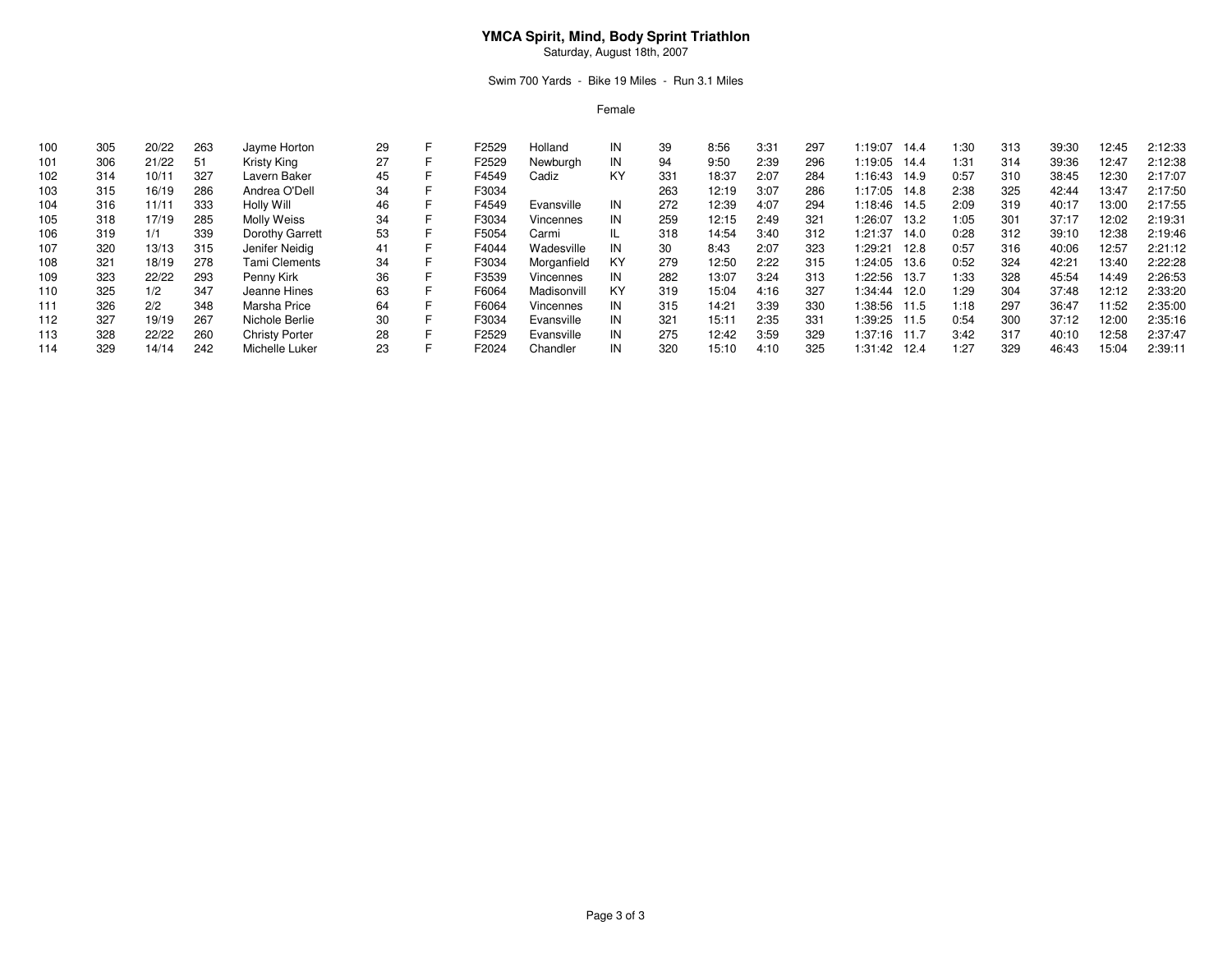**YMCA Spirit, Mind, Body Sprint Triathlon**

Saturday, August 18th, 2007

Swim 700 Yards - Bike 19 Miles - Run 3.1 Miles

Female

| | | | | | | | | | | | | | | | | | | | | | |
|---|---|---|---|---|---|---|---|---|---|---|---|---|---|---|---|---|---|---|---|---|---|
| 100 | 305 | 20/22 | 263 | Jayme Horton | 29 | F | F2529 | Holland | IN | 39 | 8:56 | 3:31 | 297 | 1:19:07 | 14.4 | 1:30 | 313 | 39:30 | 12:45 | 2:12:33 |
| 101 | 306 | 21/22 | 51 | Kristy King | 27 | F | F2529 | Newburgh | IN | 94 | 9:50 | 2:39 | 296 | 1:19:05 | 14.4 | 1:31 | 314 | 39:36 | 12:47 | 2:12:38 |
| 102 | 314 | 10/11 | 327 | Lavern Baker | 45 | F | F4549 | Cadiz | KY | 331 | 18:37 | 2:07 | 284 | 1:16:43 | 14.9 | 0:57 | 310 | 38:45 | 12:30 | 2:17:07 |
| 103 | 315 | 16/19 | 286 | Andrea O'Dell | 34 | F | F3034 | | | 263 | 12:19 | 3:07 | 286 | 1:17:05 | 14.8 | 2:38 | 325 | 42:44 | 13:47 | 2:17:50 |
| 104 | 316 | 11/11 | 333 | Holly Will | 46 | F | F4549 | Evansville | IN | 272 | 12:39 | 4:07 | 294 | 1:18:46 | 14.5 | 2:09 | 319 | 40:17 | 13:00 | 2:17:55 |
| 105 | 318 | 17/19 | 285 | Molly Weiss | 34 | F | F3034 | Vincennes | IN | 259 | 12:15 | 2:49 | 321 | 1:26:07 | 13.2 | 1:05 | 301 | 37:17 | 12:02 | 2:19:31 |
| 106 | 319 | 1/1 | 339 | Dorothy Garrett | 53 | F | F5054 | Carmi | IL | 318 | 14:54 | 3:40 | 312 | 1:21:37 | 14.0 | 0:28 | 312 | 39:10 | 12:38 | 2:19:46 |
| 107 | 320 | 13/13 | 315 | Jenifer Neidig | 41 | F | F4044 | Wadesville | IN | 30 | 8:43 | 2:07 | 323 | 1:29:21 | 12.8 | 0:57 | 316 | 40:06 | 12:57 | 2:21:12 |
| 108 | 321 | 18/19 | 278 | Tami Clements | 34 | F | F3034 | Morganfield | KY | 279 | 12:50 | 2:22 | 315 | 1:24:05 | 13.6 | 0:52 | 324 | 42:21 | 13:40 | 2:22:28 |
| 109 | 323 | 22/22 | 293 | Penny Kirk | 36 | F | F3539 | Vincennes | IN | 282 | 13:07 | 3:24 | 313 | 1:22:56 | 13.7 | 1:33 | 328 | 45:54 | 14:49 | 2:26:53 |
| 110 | 325 | 1/2 | 347 | Jeanne Hines | 63 | F | F6064 | Madisonvill | KY | 319 | 15:04 | 4:16 | 327 | 1:34:44 | 12.0 | 1:29 | 304 | 37:48 | 12:12 | 2:33:20 |
| 111 | 326 | 2/2 | 348 | Marsha Price | 64 | F | F6064 | Vincennes | IN | 315 | 14:21 | 3:39 | 330 | 1:38:56 | 11.5 | 1:18 | 297 | 36:47 | 11:52 | 2:35:00 |
| 112 | 327 | 19/19 | 267 | Nichole Berlie | 30 | F | F3034 | Evansville | IN | 321 | 15:11 | 2:35 | 331 | 1:39:25 | 11.5 | 0:54 | 300 | 37:12 | 12:00 | 2:35:16 |
| 113 | 328 | 22/22 | 260 | Christy Porter | 28 | F | F2529 | Evansville | IN | 275 | 12:42 | 3:59 | 329 | 1:37:16 | 11.7 | 3:42 | 317 | 40:10 | 12:58 | 2:37:47 |
| 114 | 329 | 14/14 | 242 | Michelle Luker | 23 | F | F2024 | Chandler | IN | 320 | 15:10 | 4:10 | 325 | 1:31:42 | 12.4 | 1:27 | 329 | 46:43 | 15:04 | 2:39:11 |